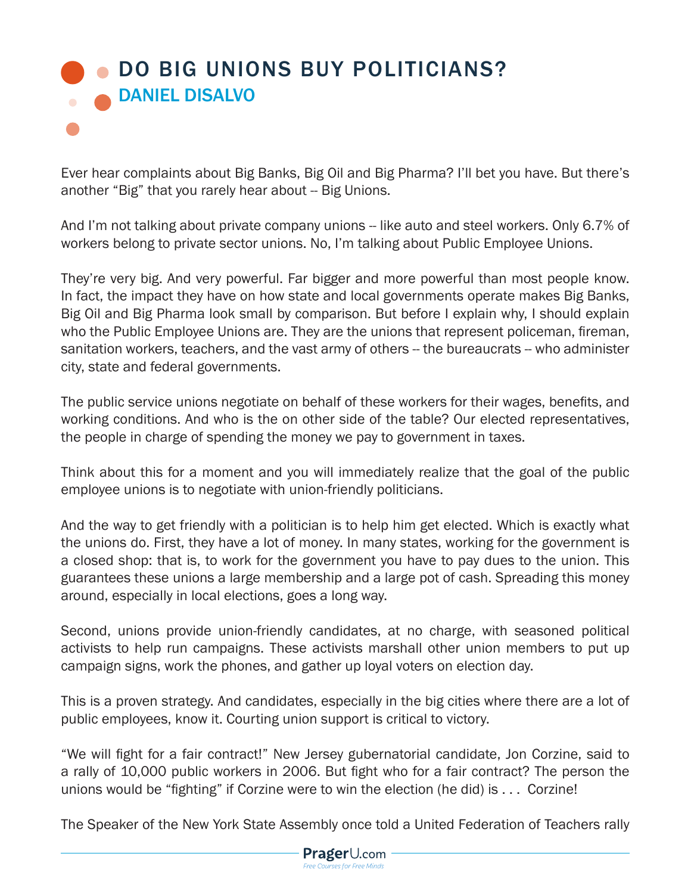# DO BIG UNIONS BUY POLITICIANS?

## DANIEL DISALVO

Ever hear complaints about Big Banks, Big Oil and Big Pharma? I'll bet you have. But there's another "Big" that you rarely hear about -- Big Unions.

And I'm not talking about private company unions -- like auto and steel workers. Only 6.7% of workers belong to private sector unions. No, I'm talking about Public Employee Unions.

They're very big. And very powerful. Far bigger and more powerful than most people know. In fact, the impact they have on how state and local governments operate makes Big Banks, Big Oil and Big Pharma look small by comparison. But before I explain why, I should explain who the Public Employee Unions are. They are the unions that represent policeman, fireman, sanitation workers, teachers, and the vast army of others -- the bureaucrats -- who administer city, state and federal governments.

The public service unions negotiate on behalf of these workers for their wages, benefits, and working conditions. And who is the on other side of the table? Our elected representatives, the people in charge of spending the money we pay to government in taxes.

Think about this for a moment and you will immediately realize that the goal of the public employee unions is to negotiate with union-friendly politicians.

And the way to get friendly with a politician is to help him get elected. Which is exactly what the unions do. First, they have a lot of money. In many states, working for the government is a closed shop: that is, to work for the government you have to pay dues to the union. This guarantees these unions a large membership and a large pot of cash. Spreading this money around, especially in local elections, goes a long way.

Second, unions provide union-friendly candidates, at no charge, with seasoned political activists to help run campaigns. These activists marshall other union members to put up campaign signs, work the phones, and gather up loyal voters on election day.

This is a proven strategy. And candidates, especially in the big cities where there are a lot of public employees, know it. Courting union support is critical to victory.

"We will fight for a fair contract!" New Jersey gubernatorial candidate, Jon Corzine, said to a rally of 10,000 public workers in 2006. But fight who for a fair contract? The person the unions would be "fighting" if Corzine were to win the election (he did) is . . . Corzine!

The Speaker of the New York State Assembly once told a United Federation of Teachers rally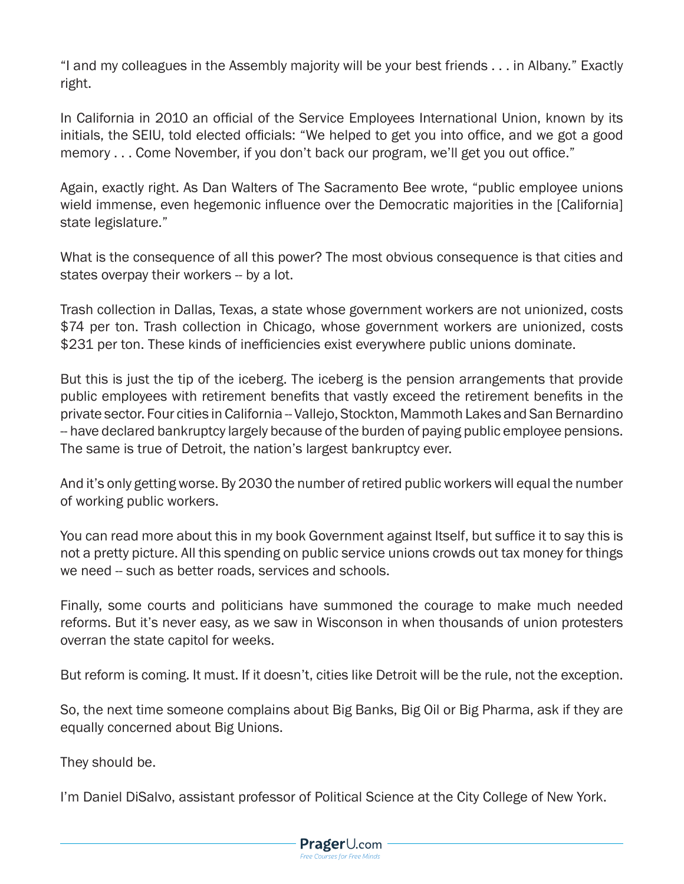"I and my colleagues in the Assembly majority will be your best friends . . . in Albany." Exactly right.

In California in 2010 an official of the Service Employees International Union, known by its initials, the SEIU, told elected officials: "We helped to get you into office, and we got a good memory . . . Come November, if you don't back our program, we'll get you out office."

Again, exactly right. As Dan Walters of The Sacramento Bee wrote, "public employee unions wield immense, even hegemonic influence over the Democratic majorities in the [California] state legislature."

What is the consequence of all this power? The most obvious consequence is that cities and states overpay their workers -- by a lot.

Trash collection in Dallas, Texas, a state whose government workers are not unionized, costs $74 per ton. Trash collection in Chicago, whose government workers are unionized, costs $231 per ton. These kinds of inefficiencies exist everywhere public unions dominate.

But this is just the tip of the iceberg. The iceberg is the pension arrangements that provide public employees with retirement benefits that vastly exceed the retirement benefits in the private sector. Four cities in California -- Vallejo, Stockton, Mammoth Lakes and San Bernardino -- have declared bankruptcy largely because of the burden of paying public employee pensions. The same is true of Detroit, the nation's largest bankruptcy ever.

And it's only getting worse. By 2030 the number of retired public workers will equal the number of working public workers.

You can read more about this in my book Government against Itself, but suffice it to say this is not a pretty picture. All this spending on public service unions crowds out tax money for things we need -- such as better roads, services and schools.

Finally, some courts and politicians have summoned the courage to make much needed reforms. But it's never easy, as we saw in Wisconson in when thousands of union protesters overran the state capitol for weeks.

But reform is coming. It must. If it doesn't, cities like Detroit will be the rule, not the exception.

So, the next time someone complains about Big Banks, Big Oil or Big Pharma, ask if they are equally concerned about Big Unions.

They should be.

I'm Daniel DiSalvo, assistant professor of Political Science at the City College of New York.